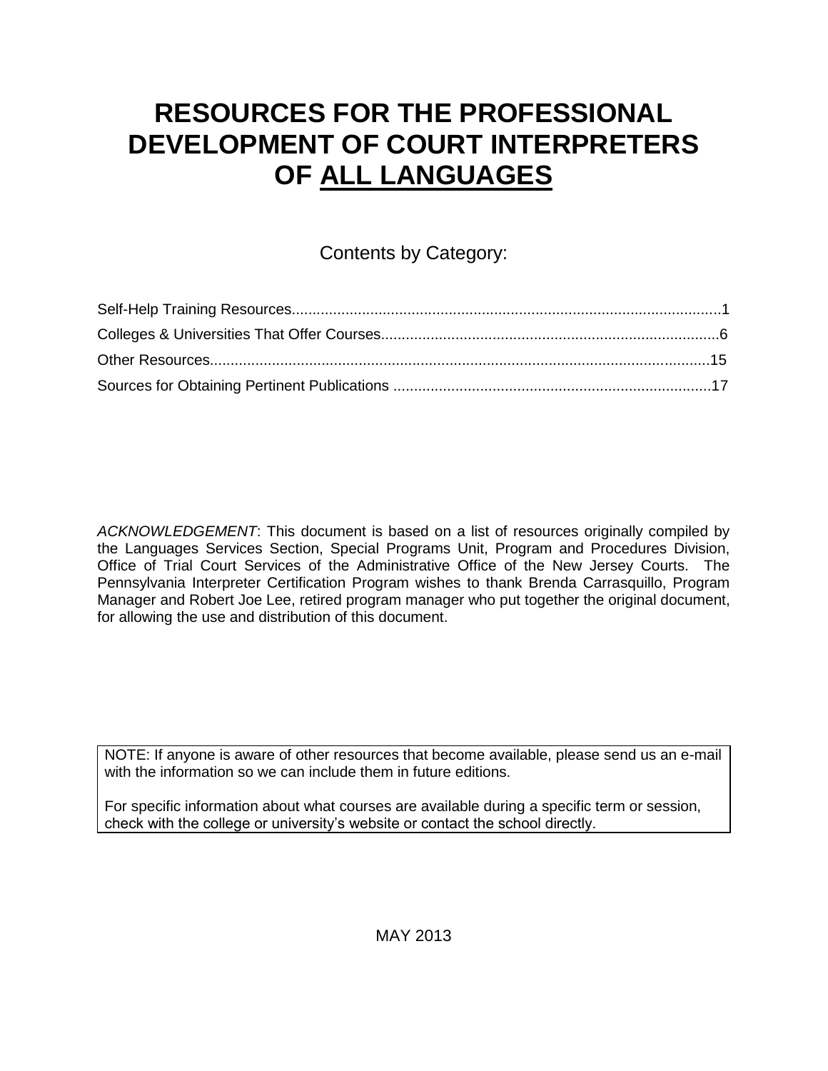# RESOURCES FOR THE PROFESSIONAL DEVELOPMENT OF COURT INTERPRETERS OF ALL LANGUAGES

Contents by Category:

Self-Help Training Resources........................................................................................................1
Colleges & Universities That Offer Courses..................................................................................6
Other Resources.........................................................................................................................15
Sources for Obtaining Pertinent Publications .............................................................................17

*ACKNOWLEDGEMENT*: This document is based on a list of resources originally compiled by the Languages Services Section, Special Programs Unit, Program and Procedures Division, Office of Trial Court Services of the Administrative Office of the New Jersey Courts. The Pennsylvania Interpreter Certification Program wishes to thank Brenda Carrasquillo, Program Manager and Robert Joe Lee, retired program manager who put together the original document, for allowing the use and distribution of this document.

NOTE: If anyone is aware of other resources that become available, please send us an e-mail with the information so we can include them in future editions.

For specific information about what courses are available during a specific term or session, check with the college or university's website or contact the school directly.

MAY 2013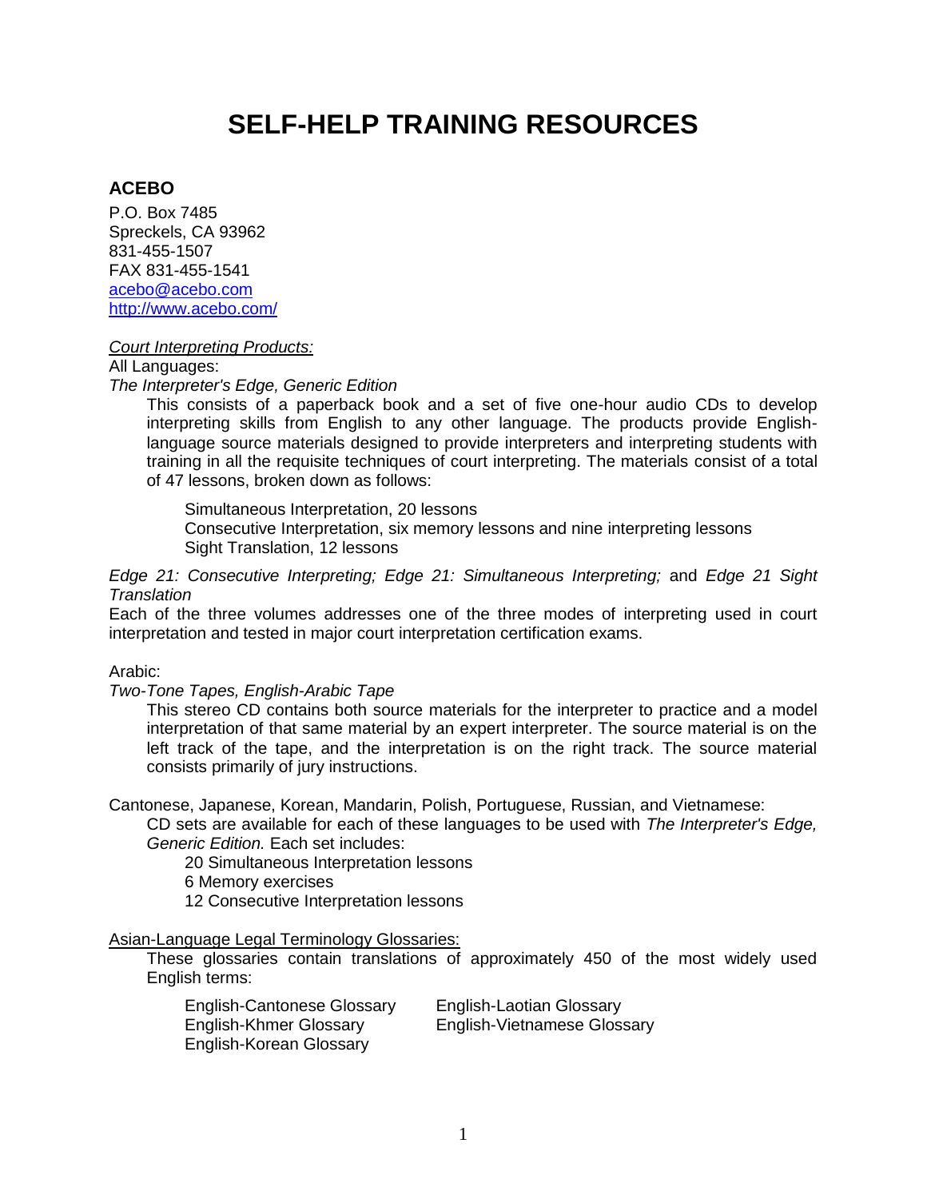# SELF-HELP TRAINING RESOURCES

## ACEBO

P.O. Box 7485
Spreckels, CA 93962
831-455-1507
FAX 831-455-1541
acebo@acebo.com
http://www.acebo.com/

Court Interpreting Products:

All Languages:

*The Interpreter's Edge, Generic Edition*

This consists of a paperback book and a set of five one-hour audio CDs to develop interpreting skills from English to any other language. The products provide English-language source materials designed to provide interpreters and interpreting students with training in all the requisite techniques of court interpreting. The materials consist of a total of 47 lessons, broken down as follows:

- Simultaneous Interpretation, 20 lessons
- Consecutive Interpretation, six memory lessons and nine interpreting lessons
- Sight Translation, 12 lessons

*Edge 21: Consecutive Interpreting; Edge 21: Simultaneous Interpreting;* and *Edge 21 Sight Translation*

Each of the three volumes addresses one of the three modes of interpreting used in court interpretation and tested in major court interpretation certification exams.

Arabic:

*Two-Tone Tapes, English-Arabic Tape*

This stereo CD contains both source materials for the interpreter to practice and a model interpretation of that same material by an expert interpreter. The source material is on the left track of the tape, and the interpretation is on the right track. The source material consists primarily of jury instructions.

Cantonese, Japanese, Korean, Mandarin, Polish, Portuguese, Russian, and Vietnamese:

CD sets are available for each of these languages to be used with *The Interpreter's Edge, Generic Edition.* Each set includes:

- 20 Simultaneous Interpretation lessons
- 6 Memory exercises
- 12 Consecutive Interpretation lessons

Asian-Language Legal Terminology Glossaries:

These glossaries contain translations of approximately 450 of the most widely used English terms:

- English-Cantonese Glossary
- English-Khmer Glossary
- English-Korean Glossary
- English-Laotian Glossary
- English-Vietnamese Glossary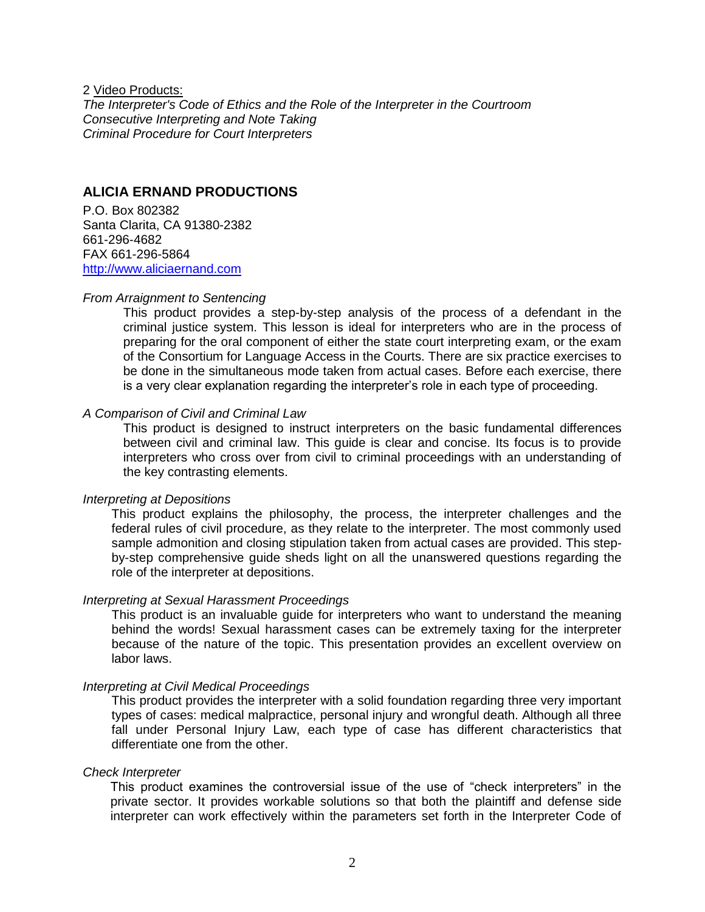2 Video Products:
*The Interpreter's Code of Ethics and the Role of the Interpreter in the Courtroom*
*Consecutive Interpreting and Note Taking*
*Criminal Procedure for Court Interpreters*

## ALICIA ERNAND PRODUCTIONS

P.O. Box 802382
Santa Clarita, CA 91380-2382
661-296-4682
FAX 661-296-5864
[http://www.aliciaernand.com](http://www.aliciaernand.com)

*From Arraignment to Sentencing*

This product provides a step-by-step analysis of the process of a defendant in the criminal justice system. This lesson is ideal for interpreters who are in the process of preparing for the oral component of either the state court interpreting exam, or the exam of the Consortium for Language Access in the Courts. There are six practice exercises to be done in the simultaneous mode taken from actual cases. Before each exercise, there is a very clear explanation regarding the interpreter's role in each type of proceeding.

*A Comparison of Civil and Criminal Law*

This product is designed to instruct interpreters on the basic fundamental differences between civil and criminal law. This guide is clear and concise. Its focus is to provide interpreters who cross over from civil to criminal proceedings with an understanding of the key contrasting elements.

*Interpreting at Depositions*

This product explains the philosophy, the process, the interpreter challenges and the federal rules of civil procedure, as they relate to the interpreter. The most commonly used sample admonition and closing stipulation taken from actual cases are provided. This step-by-step comprehensive guide sheds light on all the unanswered questions regarding the role of the interpreter at depositions.

*Interpreting at Sexual Harassment Proceedings*

This product is an invaluable guide for interpreters who want to understand the meaning behind the words! Sexual harassment cases can be extremely taxing for the interpreter because of the nature of the topic. This presentation provides an excellent overview on labor laws.

*Interpreting at Civil Medical Proceedings*

This product provides the interpreter with a solid foundation regarding three very important types of cases: medical malpractice, personal injury and wrongful death. Although all three fall under Personal Injury Law, each type of case has different characteristics that differentiate one from the other.

*Check Interpreter*

This product examines the controversial issue of the use of "check interpreters" in the private sector. It provides workable solutions so that both the plaintiff and defense side interpreter can work effectively within the parameters set forth in the Interpreter Code of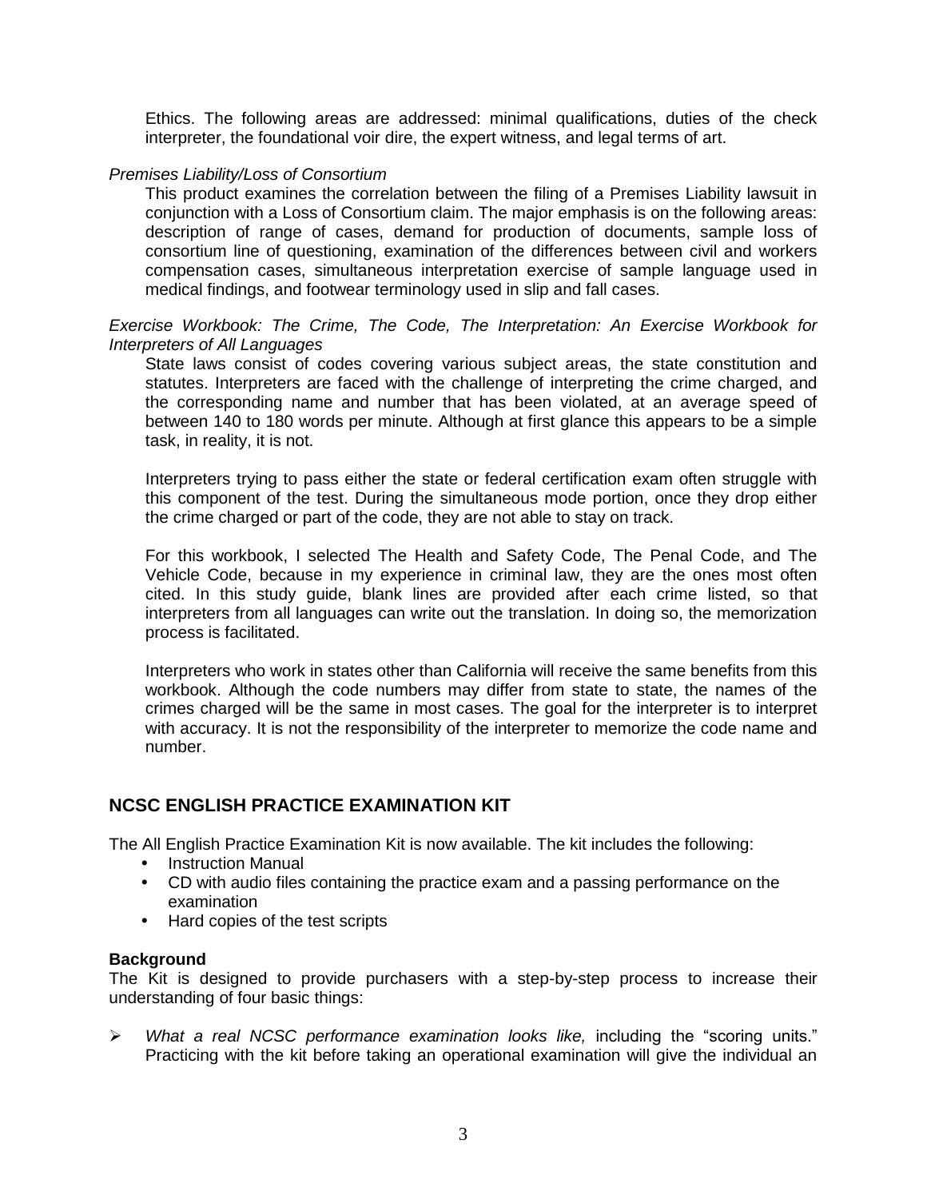Ethics. The following areas are addressed: minimal qualifications, duties of the check interpreter, the foundational voir dire, the expert witness, and legal terms of art.

*Premises Liability/Loss of Consortium*

This product examines the correlation between the filing of a Premises Liability lawsuit in conjunction with a Loss of Consortium claim. The major emphasis is on the following areas: description of range of cases, demand for production of documents, sample loss of consortium line of questioning, examination of the differences between civil and workers compensation cases, simultaneous interpretation exercise of sample language used in medical findings, and footwear terminology used in slip and fall cases.

*Exercise Workbook: The Crime, The Code, The Interpretation: An Exercise Workbook for Interpreters of All Languages*

State laws consist of codes covering various subject areas, the state constitution and statutes. Interpreters are faced with the challenge of interpreting the crime charged, and the corresponding name and number that has been violated, at an average speed of between 140 to 180 words per minute. Although at first glance this appears to be a simple task, in reality, it is not.

Interpreters trying to pass either the state or federal certification exam often struggle with this component of the test. During the simultaneous mode portion, once they drop either the crime charged or part of the code, they are not able to stay on track.

For this workbook, I selected The Health and Safety Code, The Penal Code, and The Vehicle Code, because in my experience in criminal law, they are the ones most often cited. In this study guide, blank lines are provided after each crime listed, so that interpreters from all languages can write out the translation. In doing so, the memorization process is facilitated.

Interpreters who work in states other than California will receive the same benefits from this workbook. Although the code numbers may differ from state to state, the names of the crimes charged will be the same in most cases. The goal for the interpreter is to interpret with accuracy. It is not the responsibility of the interpreter to memorize the code name and number.

## NCSC ENGLISH PRACTICE EXAMINATION KIT

The All English Practice Examination Kit is now available. The kit includes the following:

- Instruction Manual
- CD with audio files containing the practice exam and a passing performance on the examination
- Hard copies of the test scripts

**Background**

The Kit is designed to provide purchasers with a step-by-step process to increase their understanding of four basic things:

- *What a real NCSC performance examination looks like,* including the "scoring units." Practicing with the kit before taking an operational examination will give the individual an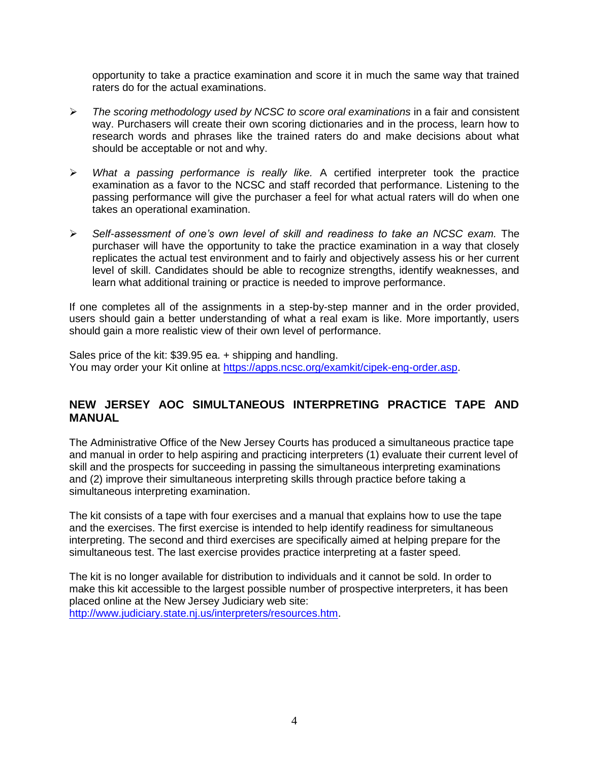opportunity to take a practice examination and score it in much the same way that trained raters do for the actual examinations.

- *The scoring methodology used by NCSC to score oral examinations* in a fair and consistent way. Purchasers will create their own scoring dictionaries and in the process, learn how to research words and phrases like the trained raters do and make decisions about what should be acceptable or not and why.

- *What a passing performance is really like.* A certified interpreter took the practice examination as a favor to the NCSC and staff recorded that performance. Listening to the passing performance will give the purchaser a feel for what actual raters will do when one takes an operational examination.

- *Self-assessment of one's own level of skill and readiness to take an NCSC exam.* The purchaser will have the opportunity to take the practice examination in a way that closely replicates the actual test environment and to fairly and objectively assess his or her current level of skill. Candidates should be able to recognize strengths, identify weaknesses, and learn what additional training or practice is needed to improve performance.

If one completes all of the assignments in a step-by-step manner and in the order provided, users should gain a better understanding of what a real exam is like. More importantly, users should gain a more realistic view of their own level of performance.

Sales price of the kit: $39.95 ea. + shipping and handling.
You may order your Kit online at https://apps.ncsc.org/examkit/cipek-eng-order.asp.

## NEW JERSEY AOC SIMULTANEOUS INTERPRETING PRACTICE TAPE AND MANUAL

The Administrative Office of the New Jersey Courts has produced a simultaneous practice tape and manual in order to help aspiring and practicing interpreters (1) evaluate their current level of skill and the prospects for succeeding in passing the simultaneous interpreting examinations and (2) improve their simultaneous interpreting skills through practice before taking a simultaneous interpreting examination.

The kit consists of a tape with four exercises and a manual that explains how to use the tape and the exercises. The first exercise is intended to help identify readiness for simultaneous interpreting. The second and third exercises are specifically aimed at helping prepare for the simultaneous test. The last exercise provides practice interpreting at a faster speed.

The kit is no longer available for distribution to individuals and it cannot be sold. In order to make this kit accessible to the largest possible number of prospective interpreters, it has been placed online at the New Jersey Judiciary web site:
http://www.judiciary.state.nj.us/interpreters/resources.htm.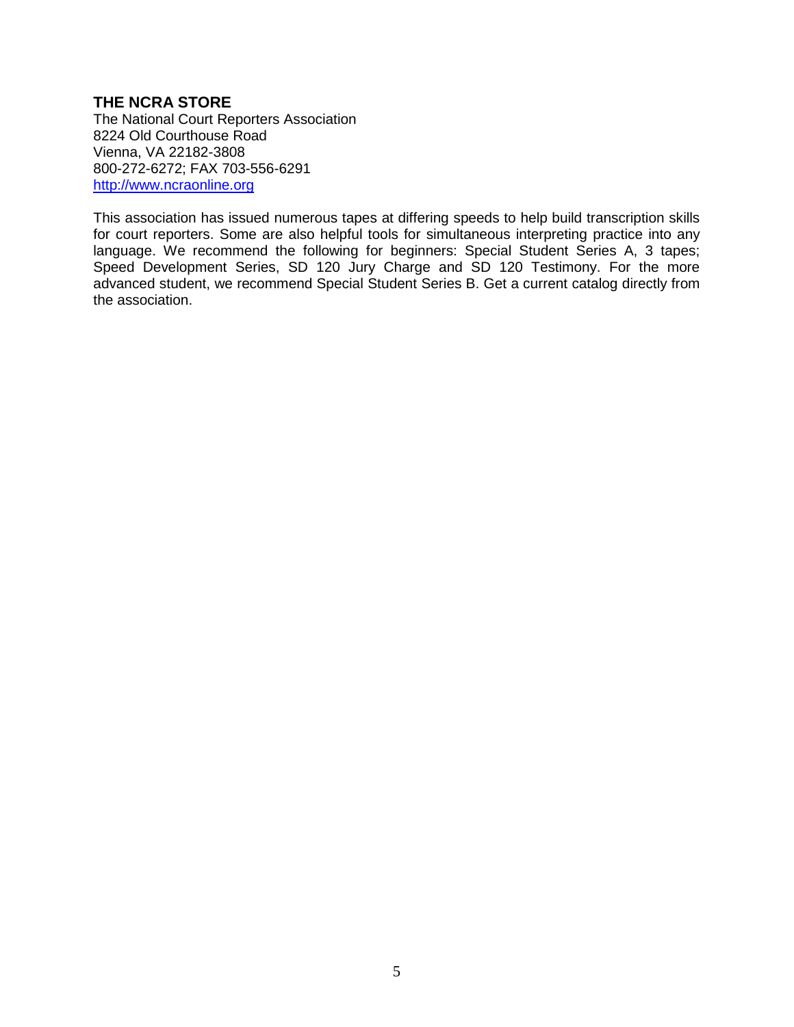### THE NCRA STORE

The National Court Reporters Association
8224 Old Courthouse Road
Vienna, VA 22182-3808
800-272-6272; FAX 703-556-6291
[http://www.ncraonline.org](http://www.ncraonline.org)

This association has issued numerous tapes at differing speeds to help build transcription skills for court reporters. Some are also helpful tools for simultaneous interpreting practice into any language. We recommend the following for beginners: Special Student Series A, 3 tapes; Speed Development Series, SD 120 Jury Charge and SD 120 Testimony. For the more advanced student, we recommend Special Student Series B. Get a current catalog directly from the association.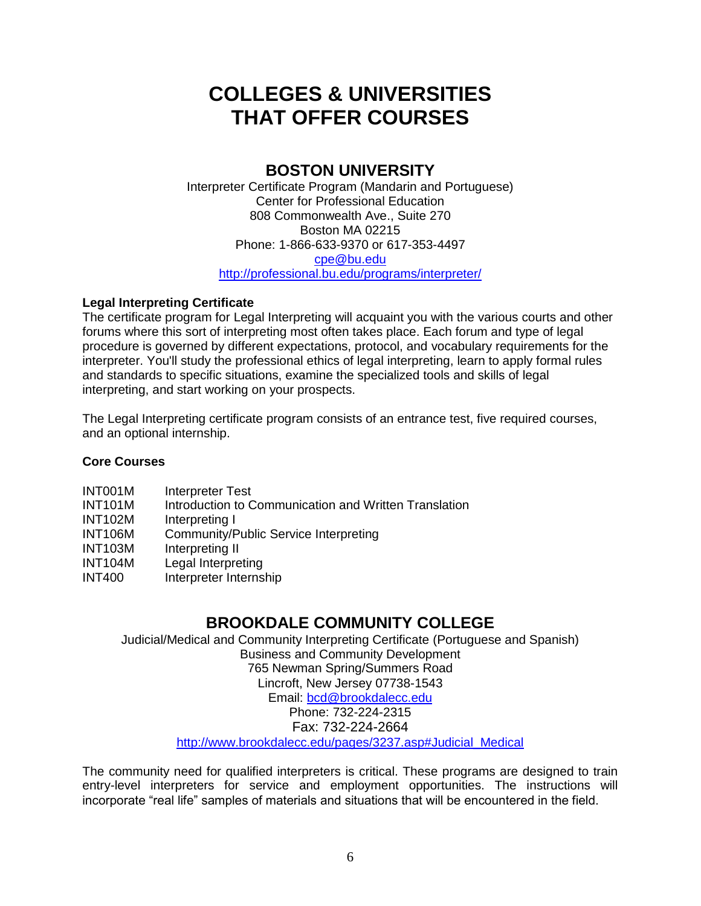# COLLEGES & UNIVERSITIES THAT OFFER COURSES

## BOSTON UNIVERSITY

Interpreter Certificate Program (Mandarin and Portuguese)
Center for Professional Education
808 Commonwealth Ave., Suite 270
Boston MA 02215
Phone: 1-866-633-9370 or 617-353-4497
cpe@bu.edu
http://professional.bu.edu/programs/interpreter/

**Legal Interpreting Certificate**

The certificate program for Legal Interpreting will acquaint you with the various courts and other forums where this sort of interpreting most often takes place. Each forum and type of legal procedure is governed by different expectations, protocol, and vocabulary requirements for the interpreter. You'll study the professional ethics of legal interpreting, learn to apply formal rules and standards to specific situations, examine the specialized tools and skills of legal interpreting, and start working on your prospects.

The Legal Interpreting certificate program consists of an entrance test, five required courses, and an optional internship.

**Core Courses**

| | |
|---|---|
| INT001M | Interpreter Test |
| INT101M | Introduction to Communication and Written Translation |
| INT102M | Interpreting I |
| INT106M | Community/Public Service Interpreting |
| INT103M | Interpreting II |
| INT104M | Legal Interpreting |
| INT400 | Interpreter Internship |

## BROOKDALE COMMUNITY COLLEGE

Judicial/Medical and Community Interpreting Certificate (Portuguese and Spanish)
Business and Community Development
765 Newman Spring/Summers Road
Lincroft, New Jersey 07738-1543
Email: bcd@brookdalecc.edu
Phone: 732-224-2315
Fax: 732-224-2664
http://www.brookdalecc.edu/pages/3237.asp#Judicial_Medical

The community need for qualified interpreters is critical. These programs are designed to train entry-level interpreters for service and employment opportunities. The instructions will incorporate "real life" samples of materials and situations that will be encountered in the field.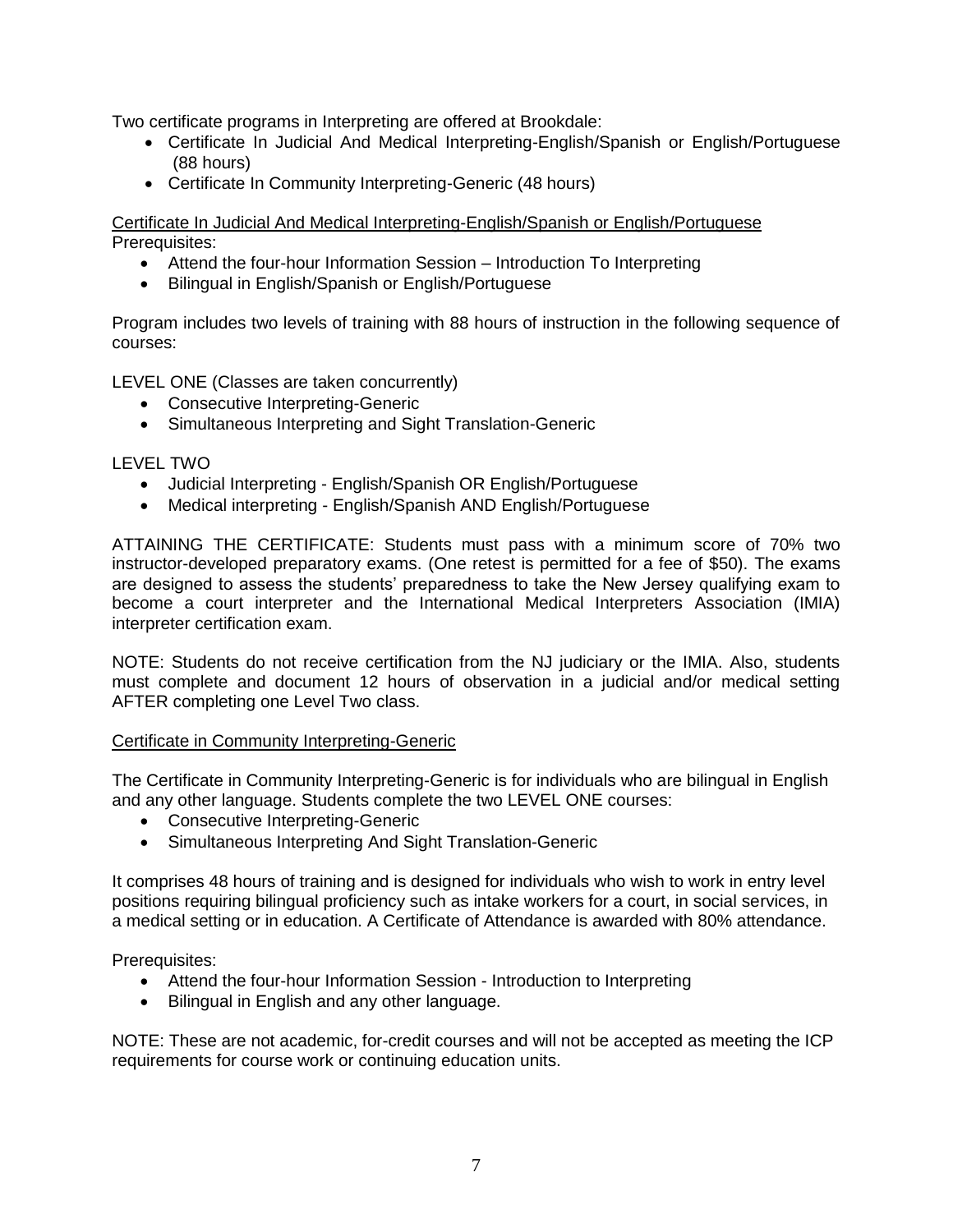Two certificate programs in Interpreting are offered at Brookdale:

- Certificate In Judicial And Medical Interpreting-English/Spanish or English/Portuguese (88 hours)
- Certificate In Community Interpreting-Generic (48 hours)

Certificate In Judicial And Medical Interpreting-English/Spanish or English/Portuguese

Prerequisites:

- Attend the four-hour Information Session – Introduction To Interpreting
- Bilingual in English/Spanish or English/Portuguese

Program includes two levels of training with 88 hours of instruction in the following sequence of courses:

LEVEL ONE (Classes are taken concurrently)

- Consecutive Interpreting-Generic
- Simultaneous Interpreting and Sight Translation-Generic

LEVEL TWO

- Judicial Interpreting - English/Spanish OR English/Portuguese
- Medical interpreting - English/Spanish AND English/Portuguese

ATTAINING THE CERTIFICATE: Students must pass with a minimum score of 70% two instructor-developed preparatory exams. (One retest is permitted for a fee of $50). The exams are designed to assess the students' preparedness to take the New Jersey qualifying exam to become a court interpreter and the International Medical Interpreters Association (IMIA) interpreter certification exam.

NOTE: Students do not receive certification from the NJ judiciary or the IMIA. Also, students must complete and document 12 hours of observation in a judicial and/or medical setting AFTER completing one Level Two class.

Certificate in Community Interpreting-Generic

The Certificate in Community Interpreting-Generic is for individuals who are bilingual in English and any other language. Students complete the two LEVEL ONE courses:

- Consecutive Interpreting-Generic
- Simultaneous Interpreting And Sight Translation-Generic

It comprises 48 hours of training and is designed for individuals who wish to work in entry level positions requiring bilingual proficiency such as intake workers for a court, in social services, in a medical setting or in education. A Certificate of Attendance is awarded with 80% attendance.

Prerequisites:

- Attend the four-hour Information Session - Introduction to Interpreting
- Bilingual in English and any other language.

NOTE: These are not academic, for-credit courses and will not be accepted as meeting the ICP requirements for course work or continuing education units.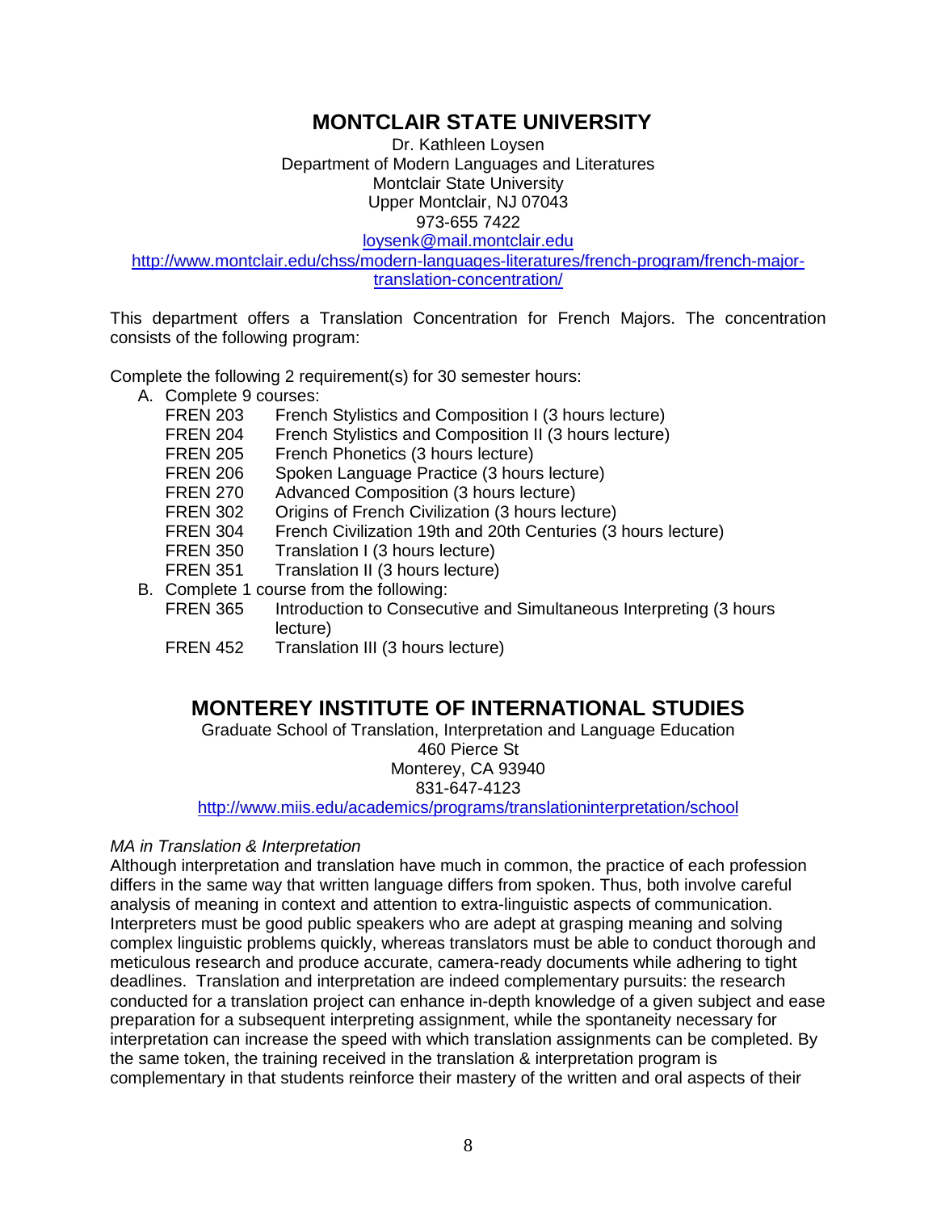## MONTCLAIR STATE UNIVERSITY

Dr. Kathleen Loysen
Department of Modern Languages and Literatures
Montclair State University
Upper Montclair, NJ 07043
973-655 7422
loysenk@mail.montclair.edu
http://www.montclair.edu/chss/modern-languages-literatures/french-program/french-major-translation-concentration/

This department offers a Translation Concentration for French Majors. The concentration consists of the following program:

Complete the following 2 requirement(s) for 30 semester hours:

A. Complete 9 courses:
   - FREN 203 French Stylistics and Composition I (3 hours lecture)
   - FREN 204 French Stylistics and Composition II (3 hours lecture)
   - FREN 205 French Phonetics (3 hours lecture)
   - FREN 206 Spoken Language Practice (3 hours lecture)
   - FREN 270 Advanced Composition (3 hours lecture)
   - FREN 302 Origins of French Civilization (3 hours lecture)
   - FREN 304 French Civilization 19th and 20th Centuries (3 hours lecture)
   - FREN 350 Translation I (3 hours lecture)
   - FREN 351 Translation II (3 hours lecture)
B. Complete 1 course from the following:
   - FREN 365 Introduction to Consecutive and Simultaneous Interpreting (3 hours lecture)
   - FREN 452 Translation III (3 hours lecture)

## MONTEREY INSTITUTE OF INTERNATIONAL STUDIES

Graduate School of Translation, Interpretation and Language Education
460 Pierce St
Monterey, CA 93940
831-647-4123
http://www.miis.edu/academics/programs/translationinterpretation/school

*MA in Translation & Interpretation*

Although interpretation and translation have much in common, the practice of each profession differs in the same way that written language differs from spoken. Thus, both involve careful analysis of meaning in context and attention to extra-linguistic aspects of communication. Interpreters must be good public speakers who are adept at grasping meaning and solving complex linguistic problems quickly, whereas translators must be able to conduct thorough and meticulous research and produce accurate, camera-ready documents while adhering to tight deadlines. Translation and interpretation are indeed complementary pursuits: the research conducted for a translation project can enhance in-depth knowledge of a given subject and ease preparation for a subsequent interpreting assignment, while the spontaneity necessary for interpretation can increase the speed with which translation assignments can be completed. By the same token, the training received in the translation & interpretation program is complementary in that students reinforce their mastery of the written and oral aspects of their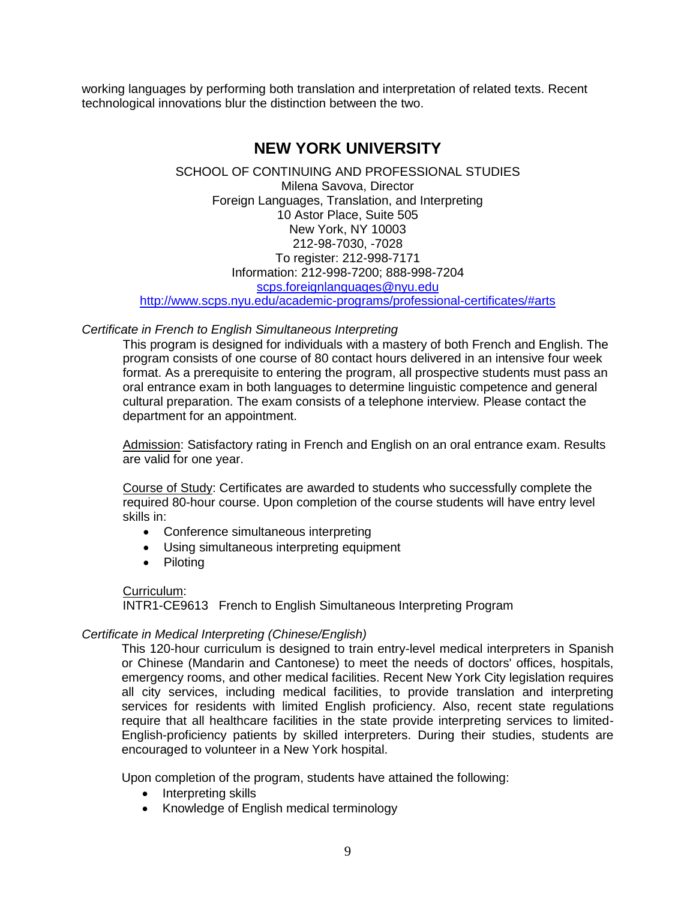working languages by performing both translation and interpretation of related texts. Recent technological innovations blur the distinction between the two.

## NEW YORK UNIVERSITY

SCHOOL OF CONTINUING AND PROFESSIONAL STUDIES
Milena Savova, Director
Foreign Languages, Translation, and Interpreting
10 Astor Place, Suite 505
New York, NY 10003
212-98-7030, -7028
To register: 212-998-7171
Information: 212-998-7200; 888-998-7204
scps.foreignlanguages@nyu.edu
http://www.scps.nyu.edu/academic-programs/professional-certificates/#arts

*Certificate in French to English Simultaneous Interpreting*

This program is designed for individuals with a mastery of both French and English. The program consists of one course of 80 contact hours delivered in an intensive four week format. As a prerequisite to entering the program, all prospective students must pass an oral entrance exam in both languages to determine linguistic competence and general cultural preparation. The exam consists of a telephone interview. Please contact the department for an appointment.

Admission: Satisfactory rating in French and English on an oral entrance exam. Results are valid for one year.

Course of Study: Certificates are awarded to students who successfully complete the required 80-hour course. Upon completion of the course students will have entry level skills in:

- Conference simultaneous interpreting
- Using simultaneous interpreting equipment
- Piloting

Curriculum:
INTR1-CE9613 French to English Simultaneous Interpreting Program

*Certificate in Medical Interpreting (Chinese/English)*

This 120-hour curriculum is designed to train entry-level medical interpreters in Spanish or Chinese (Mandarin and Cantonese) to meet the needs of doctors' offices, hospitals, emergency rooms, and other medical facilities. Recent New York City legislation requires all city services, including medical facilities, to provide translation and interpreting services for residents with limited English proficiency. Also, recent state regulations require that all healthcare facilities in the state provide interpreting services to limited-English-proficiency patients by skilled interpreters. During their studies, students are encouraged to volunteer in a New York hospital.

Upon completion of the program, students have attained the following:

- Interpreting skills
- Knowledge of English medical terminology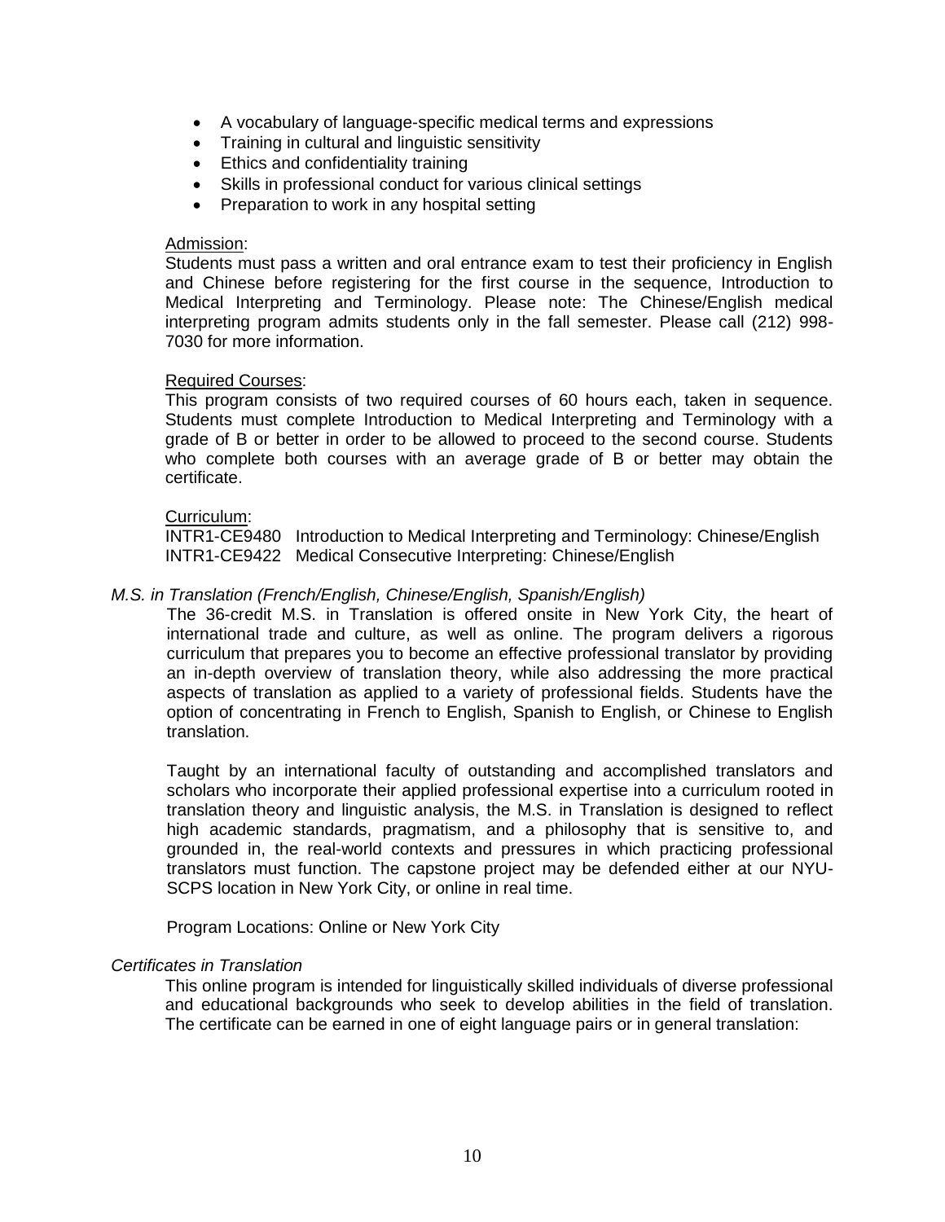- A vocabulary of language-specific medical terms and expressions
- Training in cultural and linguistic sensitivity
- Ethics and confidentiality training
- Skills in professional conduct for various clinical settings
- Preparation to work in any hospital setting

Admission:

Students must pass a written and oral entrance exam to test their proficiency in English and Chinese before registering for the first course in the sequence, Introduction to Medical Interpreting and Terminology. Please note: The Chinese/English medical interpreting program admits students only in the fall semester. Please call (212) 998-7030 for more information.

Required Courses:

This program consists of two required courses of 60 hours each, taken in sequence. Students must complete Introduction to Medical Interpreting and Terminology with a grade of B or better in order to be allowed to proceed to the second course. Students who complete both courses with an average grade of B or better may obtain the certificate.

Curriculum:

INTR1-CE9480 Introduction to Medical Interpreting and Terminology: Chinese/English
INTR1-CE9422 Medical Consecutive Interpreting: Chinese/English

*M.S. in Translation (French/English, Chinese/English, Spanish/English)*

The 36-credit M.S. in Translation is offered onsite in New York City, the heart of international trade and culture, as well as online. The program delivers a rigorous curriculum that prepares you to become an effective professional translator by providing an in-depth overview of translation theory, while also addressing the more practical aspects of translation as applied to a variety of professional fields. Students have the option of concentrating in French to English, Spanish to English, or Chinese to English translation.

Taught by an international faculty of outstanding and accomplished translators and scholars who incorporate their applied professional expertise into a curriculum rooted in translation theory and linguistic analysis, the M.S. in Translation is designed to reflect high academic standards, pragmatism, and a philosophy that is sensitive to, and grounded in, the real-world contexts and pressures in which practicing professional translators must function. The capstone project may be defended either at our NYU-SCPS location in New York City, or online in real time.

Program Locations: Online or New York City

*Certificates in Translation*

This online program is intended for linguistically skilled individuals of diverse professional and educational backgrounds who seek to develop abilities in the field of translation. The certificate can be earned in one of eight language pairs or in general translation: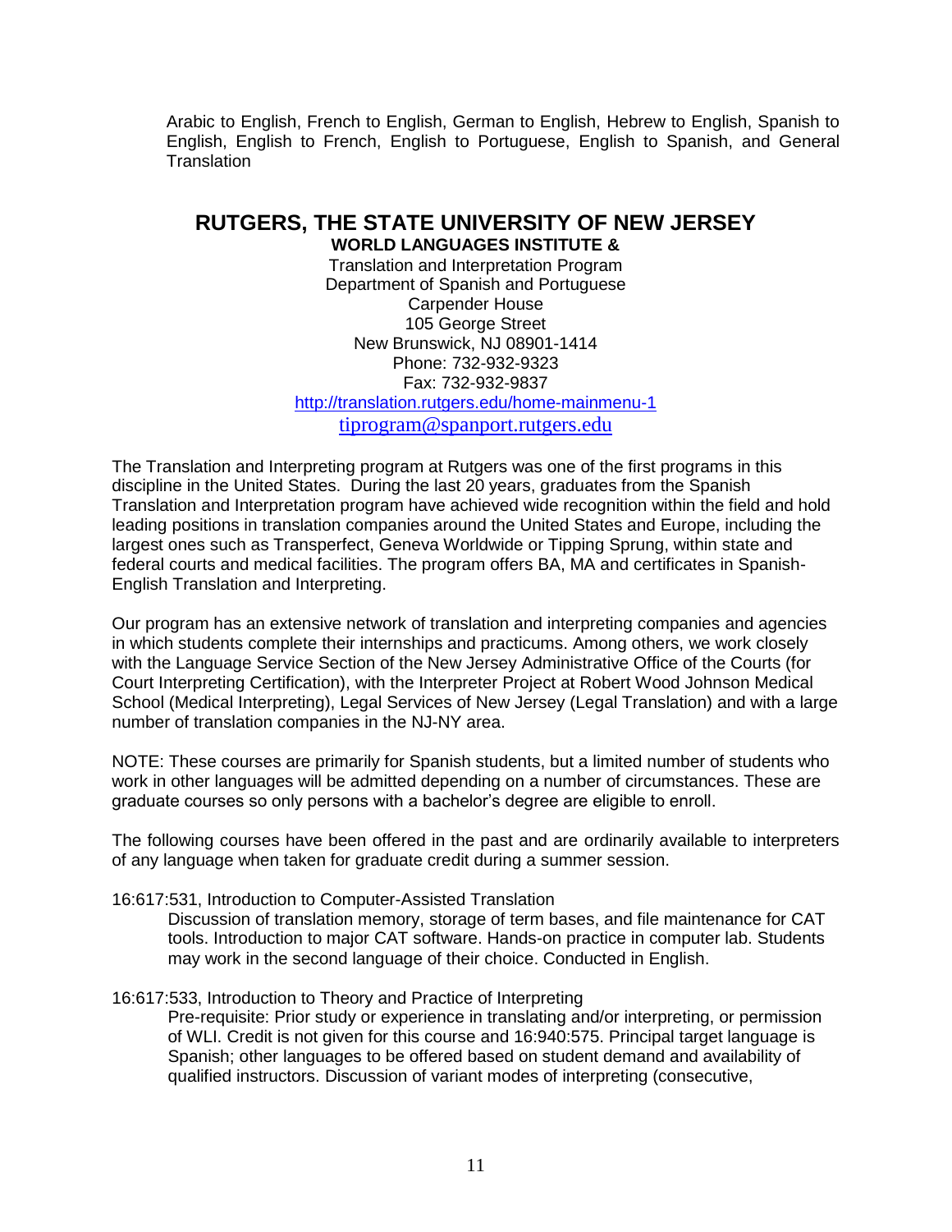Arabic to English, French to English, German to English, Hebrew to English, Spanish to English, English to French, English to Portuguese, English to Spanish, and General Translation

## RUTGERS, THE STATE UNIVERSITY OF NEW JERSEY

**WORLD LANGUAGES INSTITUTE &**

Translation and Interpretation Program
Department of Spanish and Portuguese
Carpender House
105 George Street
New Brunswick, NJ 08901-1414
Phone: 732-932-9323
Fax: 732-932-9837
http://translation.rutgers.edu/home-mainmenu-1
tiprogram@spanport.rutgers.edu

The Translation and Interpreting program at Rutgers was one of the first programs in this discipline in the United States. During the last 20 years, graduates from the Spanish Translation and Interpretation program have achieved wide recognition within the field and hold leading positions in translation companies around the United States and Europe, including the largest ones such as Transperfect, Geneva Worldwide or Tipping Sprung, within state and federal courts and medical facilities. The program offers BA, MA and certificates in Spanish-English Translation and Interpreting.

Our program has an extensive network of translation and interpreting companies and agencies in which students complete their internships and practicums. Among others, we work closely with the Language Service Section of the New Jersey Administrative Office of the Courts (for Court Interpreting Certification), with the Interpreter Project at Robert Wood Johnson Medical School (Medical Interpreting), Legal Services of New Jersey (Legal Translation) and with a large number of translation companies in the NJ-NY area.

NOTE: These courses are primarily for Spanish students, but a limited number of students who work in other languages will be admitted depending on a number of circumstances. These are graduate courses so only persons with a bachelor's degree are eligible to enroll.

The following courses have been offered in the past and are ordinarily available to interpreters of any language when taken for graduate credit during a summer session.

16:617:531, Introduction to Computer-Assisted Translation

Discussion of translation memory, storage of term bases, and file maintenance for CAT tools. Introduction to major CAT software. Hands-on practice in computer lab. Students may work in the second language of their choice. Conducted in English.

16:617:533, Introduction to Theory and Practice of Interpreting

Pre-requisite: Prior study or experience in translating and/or interpreting, or permission of WLI. Credit is not given for this course and 16:940:575. Principal target language is Spanish; other languages to be offered based on student demand and availability of qualified instructors. Discussion of variant modes of interpreting (consecutive,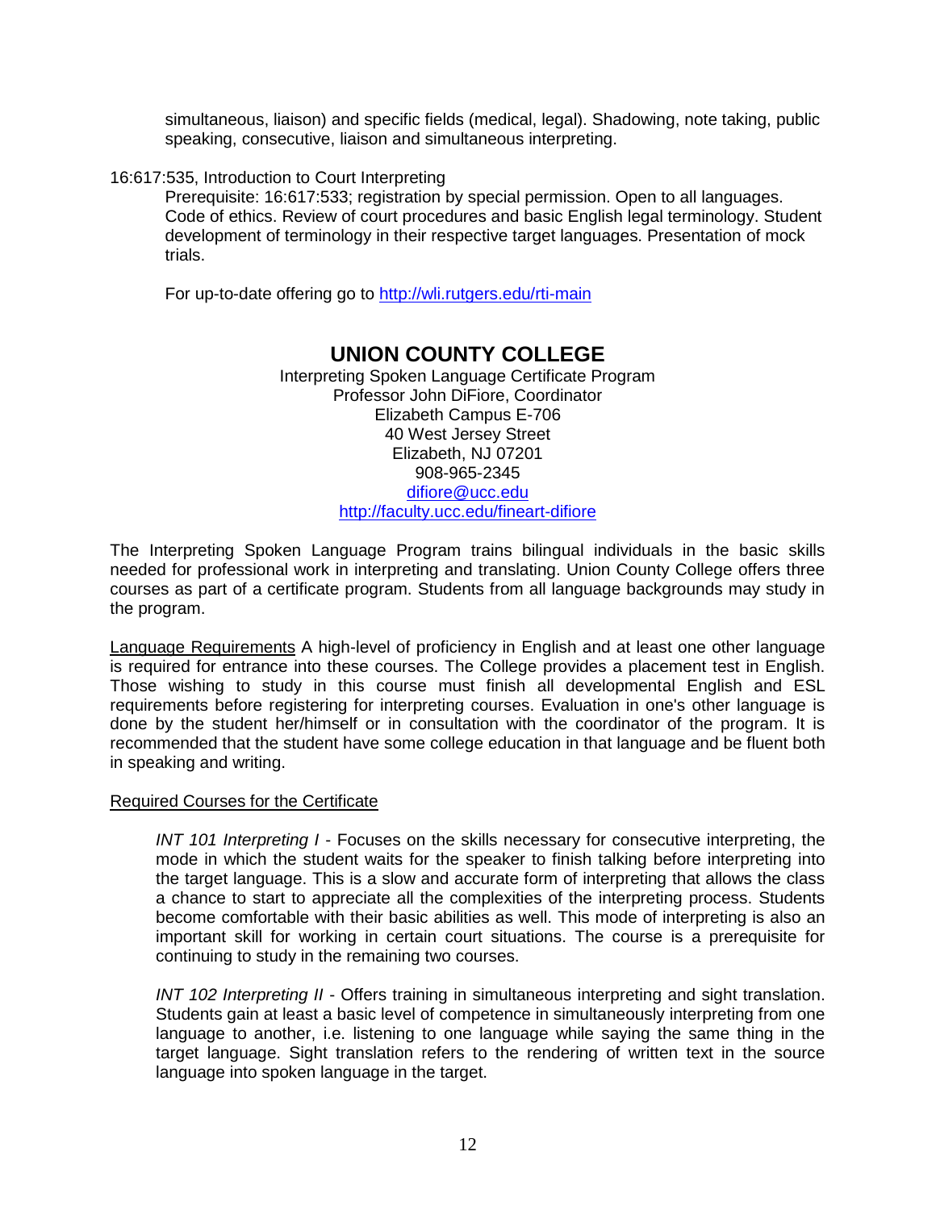simultaneous, liaison) and specific fields (medical, legal). Shadowing, note taking, public speaking, consecutive, liaison and simultaneous interpreting.

16:617:535, Introduction to Court Interpreting

Prerequisite: 16:617:533; registration by special permission. Open to all languages. Code of ethics. Review of court procedures and basic English legal terminology. Student development of terminology in their respective target languages. Presentation of mock trials.

For up-to-date offering go to http://wli.rutgers.edu/rti-main

## UNION COUNTY COLLEGE

Interpreting Spoken Language Certificate Program
Professor John DiFiore, Coordinator
Elizabeth Campus E-706
40 West Jersey Street
Elizabeth, NJ 07201
908-965-2345
difiore@ucc.edu
http://faculty.ucc.edu/fineart-difiore

The Interpreting Spoken Language Program trains bilingual individuals in the basic skills needed for professional work in interpreting and translating. Union County College offers three courses as part of a certificate program. Students from all language backgrounds may study in the program.

Language Requirements A high-level of proficiency in English and at least one other language is required for entrance into these courses. The College provides a placement test in English. Those wishing to study in this course must finish all developmental English and ESL requirements before registering for interpreting courses. Evaluation in one's other language is done by the student her/himself or in consultation with the coordinator of the program. It is recommended that the student have some college education in that language and be fluent both in speaking and writing.

Required Courses for the Certificate

*INT 101 Interpreting I* - Focuses on the skills necessary for consecutive interpreting, the mode in which the student waits for the speaker to finish talking before interpreting into the target language. This is a slow and accurate form of interpreting that allows the class a chance to start to appreciate all the complexities of the interpreting process. Students become comfortable with their basic abilities as well. This mode of interpreting is also an important skill for working in certain court situations. The course is a prerequisite for continuing to study in the remaining two courses.

*INT 102 Interpreting II* - Offers training in simultaneous interpreting and sight translation. Students gain at least a basic level of competence in simultaneously interpreting from one language to another, i.e. listening to one language while saying the same thing in the target language. Sight translation refers to the rendering of written text in the source language into spoken language in the target.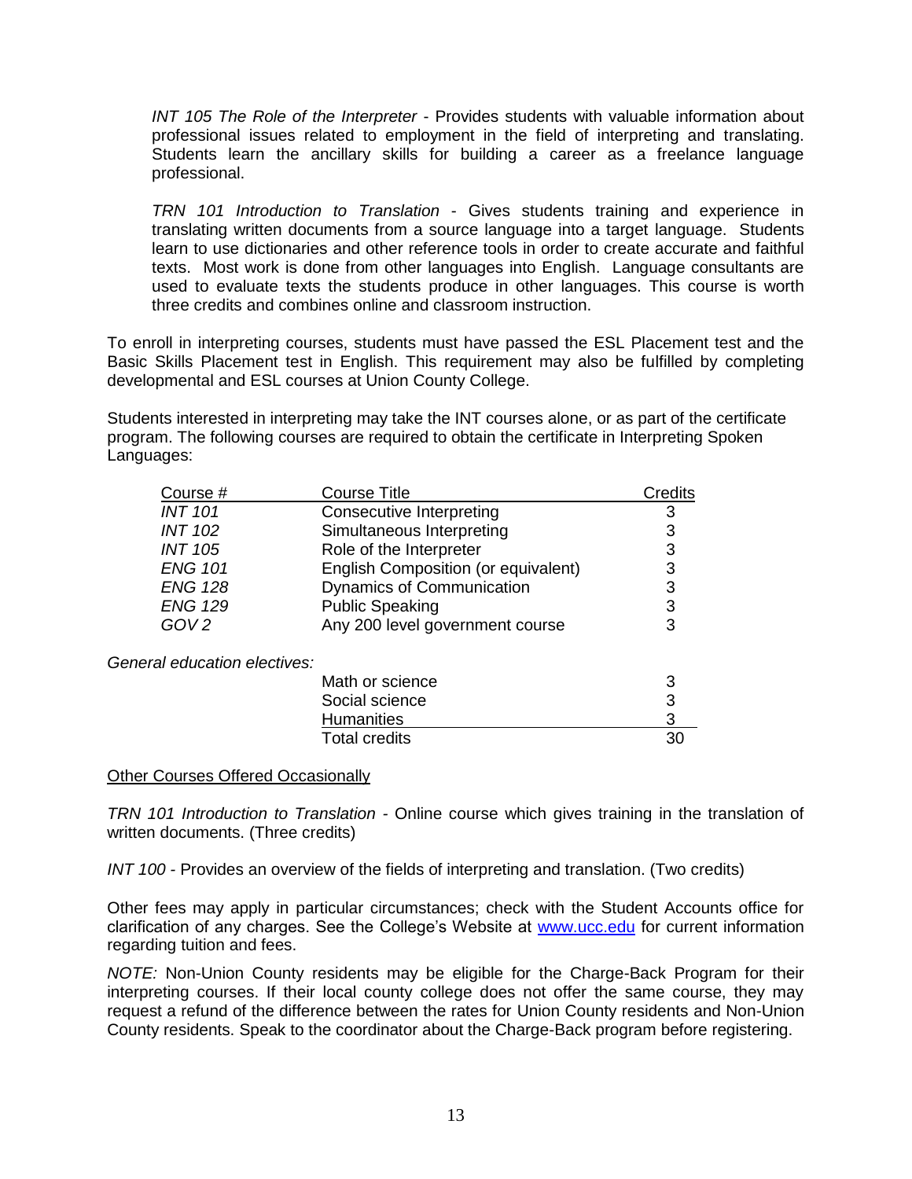*INT 105 The Role of the Interpreter* - Provides students with valuable information about professional issues related to employment in the field of interpreting and translating. Students learn the ancillary skills for building a career as a freelance language professional.

*TRN 101 Introduction to Translation* - Gives students training and experience in translating written documents from a source language into a target language. Students learn to use dictionaries and other reference tools in order to create accurate and faithful texts. Most work is done from other languages into English. Language consultants are used to evaluate texts the students produce in other languages. This course is worth three credits and combines online and classroom instruction.

To enroll in interpreting courses, students must have passed the ESL Placement test and the Basic Skills Placement test in English. This requirement may also be fulfilled by completing developmental and ESL courses at Union County College.

Students interested in interpreting may take the INT courses alone, or as part of the certificate program. The following courses are required to obtain the certificate in Interpreting Spoken Languages:

| Course # | Course Title | Credits |
|---|---|---|
| *INT 101* | Consecutive Interpreting | 3 |
| *INT 102* | Simultaneous Interpreting | 3 |
| *INT 105* | Role of the Interpreter | 3 |
| *ENG 101* | English Composition (or equivalent) | 3 |
| *ENG 128* | Dynamics of Communication | 3 |
| *ENG 129* | Public Speaking | 3 |
| *GOV 2* | Any 200 level government course | 3 |
| *General education electives:* | | |
| | Math or science | 3 |
| | Social science | 3 |
| | Humanities | 3 |
| | Total credits | 30 |

Other Courses Offered Occasionally

*TRN 101 Introduction to Translation* - Online course which gives training in the translation of written documents. (Three credits)

*INT 100* - Provides an overview of the fields of interpreting and translation. (Two credits)

Other fees may apply in particular circumstances; check with the Student Accounts office for clarification of any charges. See the College's Website at www.ucc.edu for current information regarding tuition and fees.

*NOTE:* Non-Union County residents may be eligible for the Charge-Back Program for their interpreting courses. If their local county college does not offer the same course, they may request a refund of the difference between the rates for Union County residents and Non-Union County residents. Speak to the coordinator about the Charge-Back program before registering.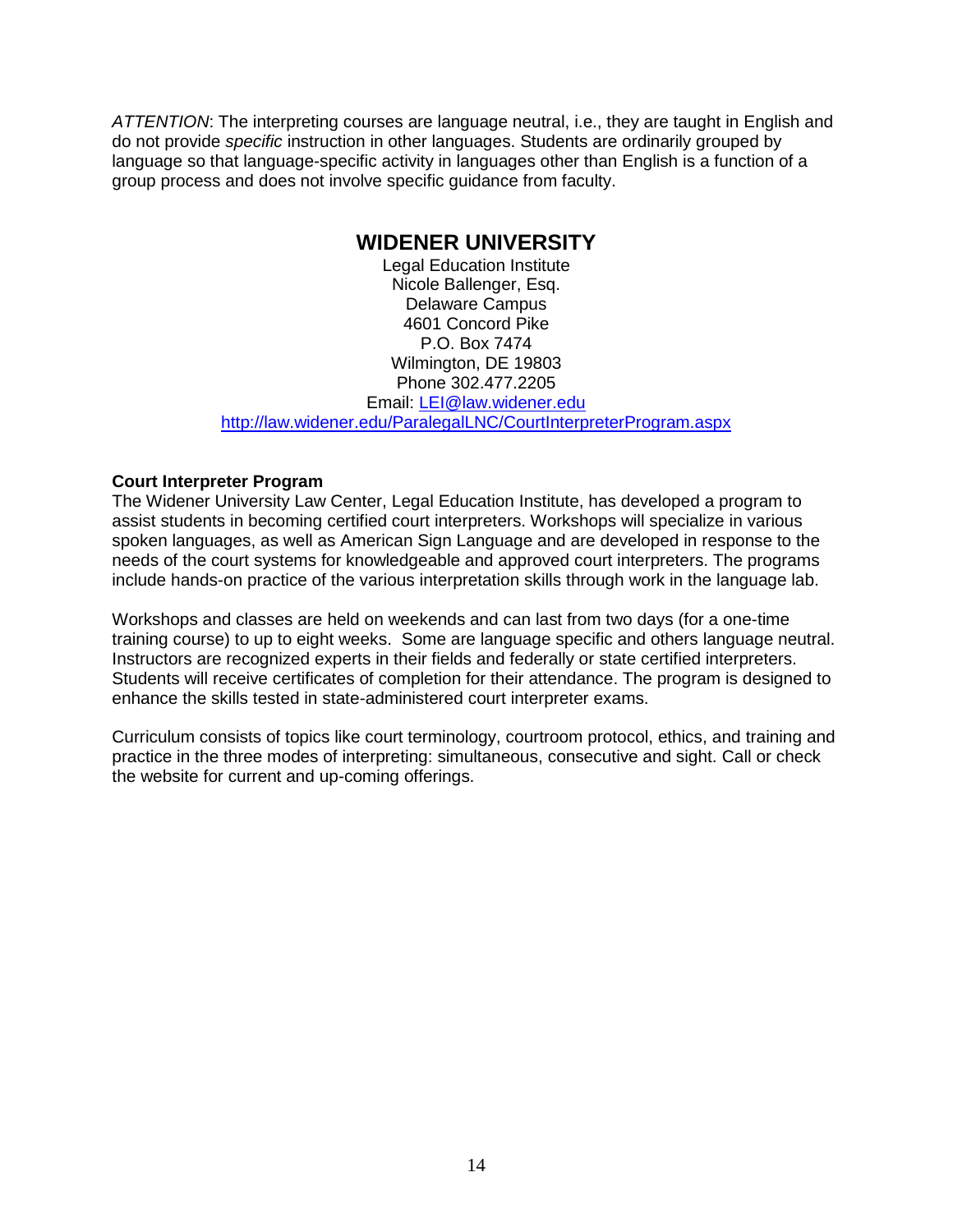*ATTENTION*: The interpreting courses are language neutral, i.e., they are taught in English and do not provide *specific* instruction in other languages. Students are ordinarily grouped by language so that language-specific activity in languages other than English is a function of a group process and does not involve specific guidance from faculty.

## WIDENER UNIVERSITY

Legal Education Institute
Nicole Ballenger, Esq.
Delaware Campus
4601 Concord Pike
P.O. Box 7474
Wilmington, DE 19803
Phone 302.477.2205
Email: [LEI@law.widener.edu](mailto:LEI@law.widener.edu)
[http://law.widener.edu/ParalegalLNC/CourtInterpreterProgram.aspx](http://law.widener.edu/ParalegalLNC/CourtInterpreterProgram.aspx)

**Court Interpreter Program**

The Widener University Law Center, Legal Education Institute, has developed a program to assist students in becoming certified court interpreters. Workshops will specialize in various spoken languages, as well as American Sign Language and are developed in response to the needs of the court systems for knowledgeable and approved court interpreters. The programs include hands-on practice of the various interpretation skills through work in the language lab.

Workshops and classes are held on weekends and can last from two days (for a one-time training course) to up to eight weeks. Some are language specific and others language neutral. Instructors are recognized experts in their fields and federally or state certified interpreters. Students will receive certificates of completion for their attendance. The program is designed to enhance the skills tested in state-administered court interpreter exams.

Curriculum consists of topics like court terminology, courtroom protocol, ethics, and training and practice in the three modes of interpreting: simultaneous, consecutive and sight. Call or check the website for current and up-coming offerings.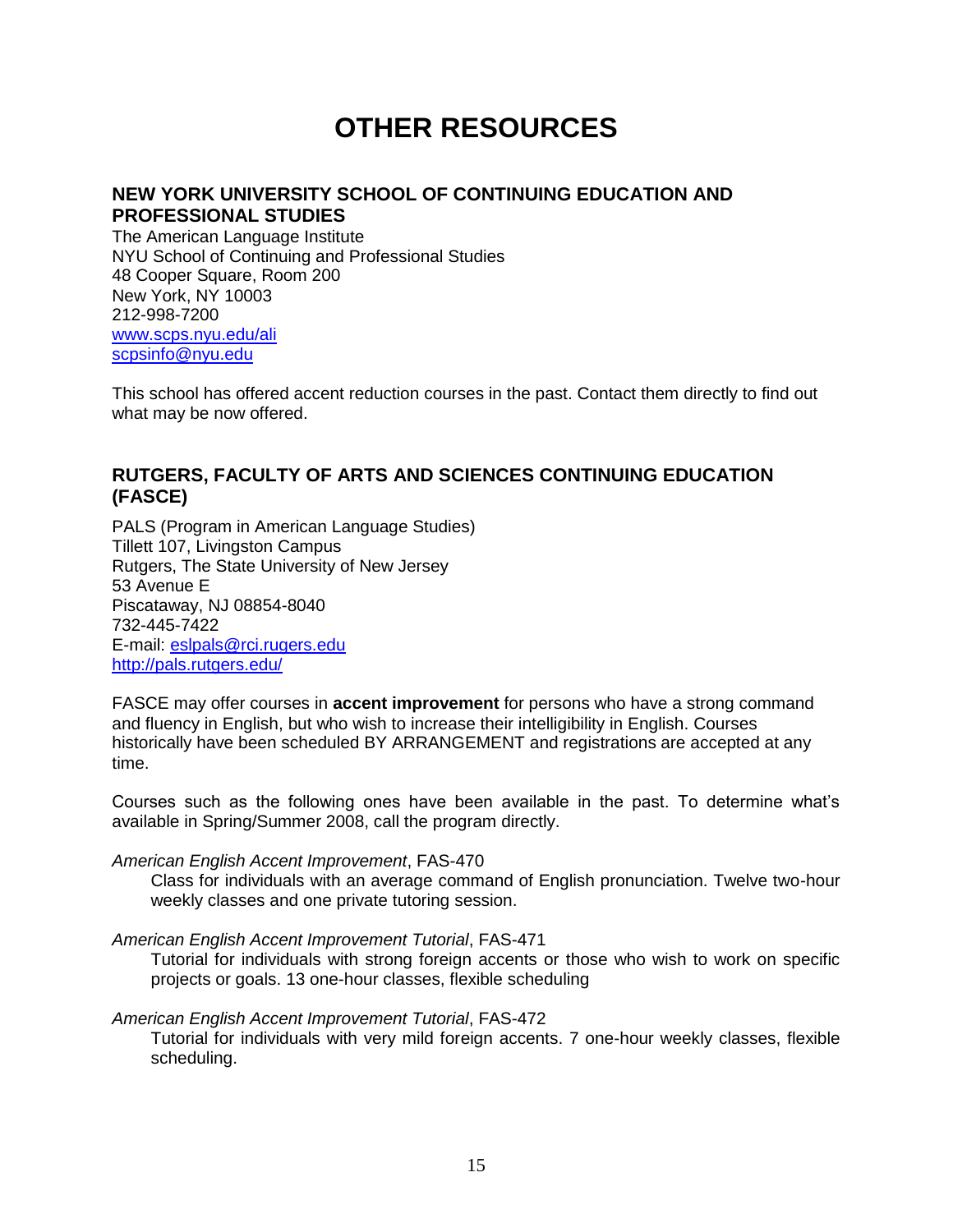# OTHER RESOURCES

## NEW YORK UNIVERSITY SCHOOL OF CONTINUING EDUCATION AND PROFESSIONAL STUDIES

The American Language Institute
NYU School of Continuing and Professional Studies
48 Cooper Square, Room 200
New York, NY 10003
212-998-7200
www.scps.nyu.edu/ali
scpsinfo@nyu.edu

This school has offered accent reduction courses in the past. Contact them directly to find out what may be now offered.

## RUTGERS, FACULTY OF ARTS AND SCIENCES CONTINUING EDUCATION (FASCE)

PALS (Program in American Language Studies)
Tillett 107, Livingston Campus
Rutgers, The State University of New Jersey
53 Avenue E
Piscataway, NJ 08854-8040
732-445-7422
E-mail: eslpals@rci.rugers.edu
http://pals.rutgers.edu/

FASCE may offer courses in **accent improvement** for persons who have a strong command and fluency in English, but who wish to increase their intelligibility in English. Courses historically have been scheduled BY ARRANGEMENT and registrations are accepted at any time.

Courses such as the following ones have been available in the past. To determine what's available in Spring/Summer 2008, call the program directly.

*American English Accent Improvement*, FAS-470
Class for individuals with an average command of English pronunciation. Twelve two-hour weekly classes and one private tutoring session.

*American English Accent Improvement Tutorial*, FAS-471
Tutorial for individuals with strong foreign accents or those who wish to work on specific projects or goals. 13 one-hour classes, flexible scheduling

*American English Accent Improvement Tutorial*, FAS-472
Tutorial for individuals with very mild foreign accents. 7 one-hour weekly classes, flexible scheduling.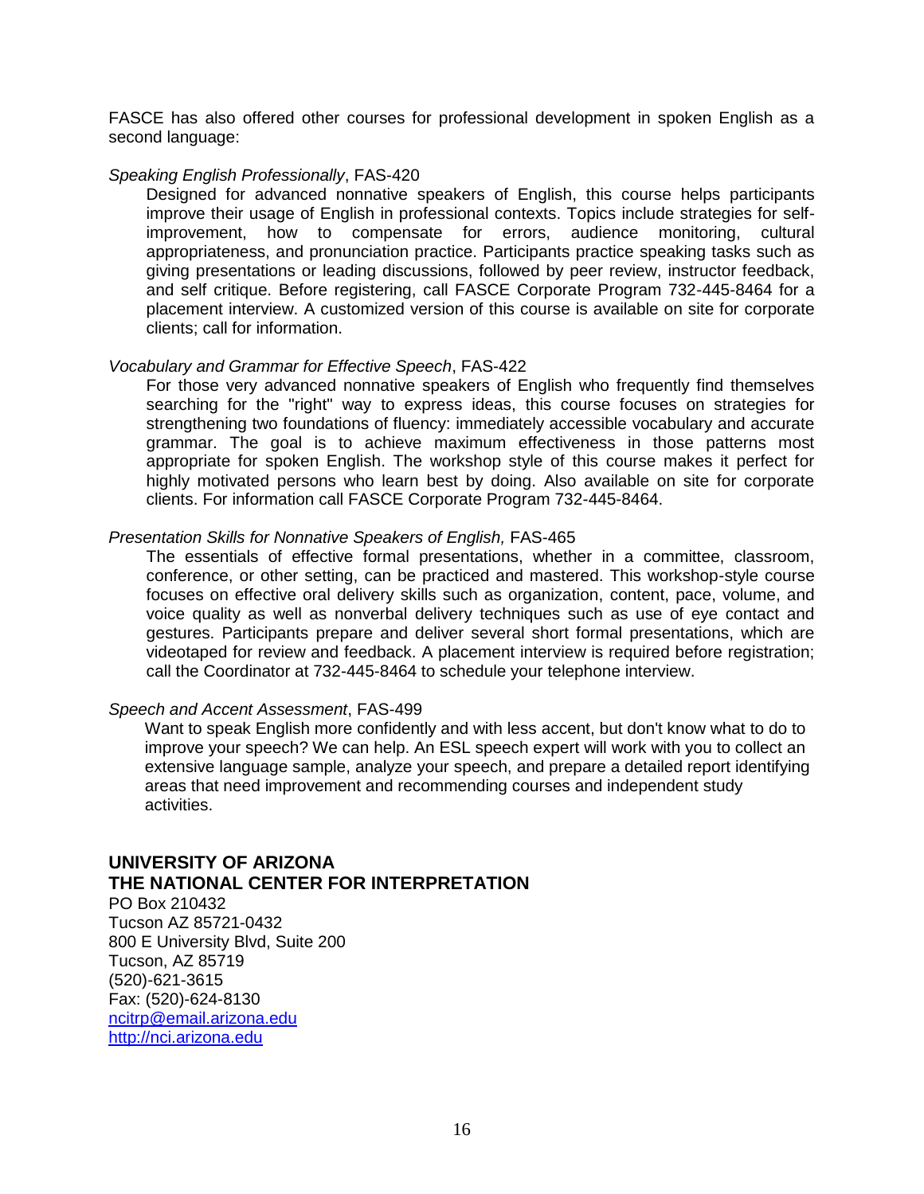FASCE has also offered other courses for professional development in spoken English as a second language:

*Speaking English Professionally*, FAS-420

Designed for advanced nonnative speakers of English, this course helps participants improve their usage of English in professional contexts. Topics include strategies for self-improvement, how to compensate for errors, audience monitoring, cultural appropriateness, and pronunciation practice. Participants practice speaking tasks such as giving presentations or leading discussions, followed by peer review, instructor feedback, and self critique. Before registering, call FASCE Corporate Program 732-445-8464 for a placement interview. A customized version of this course is available on site for corporate clients; call for information.

*Vocabulary and Grammar for Effective Speech*, FAS-422

For those very advanced nonnative speakers of English who frequently find themselves searching for the "right" way to express ideas, this course focuses on strategies for strengthening two foundations of fluency: immediately accessible vocabulary and accurate grammar. The goal is to achieve maximum effectiveness in those patterns most appropriate for spoken English. The workshop style of this course makes it perfect for highly motivated persons who learn best by doing. Also available on site for corporate clients. For information call FASCE Corporate Program 732-445-8464.

*Presentation Skills for Nonnative Speakers of English,* FAS-465

The essentials of effective formal presentations, whether in a committee, classroom, conference, or other setting, can be practiced and mastered. This workshop-style course focuses on effective oral delivery skills such as organization, content, pace, volume, and voice quality as well as nonverbal delivery techniques such as use of eye contact and gestures. Participants prepare and deliver several short formal presentations, which are videotaped for review and feedback. A placement interview is required before registration; call the Coordinator at 732-445-8464 to schedule your telephone interview.

*Speech and Accent Assessment*, FAS-499

Want to speak English more confidently and with less accent, but don't know what to do to improve your speech? We can help. An ESL speech expert will work with you to collect an extensive language sample, analyze your speech, and prepare a detailed report identifying areas that need improvement and recommending courses and independent study activities.

## UNIVERSITY OF ARIZONA
## THE NATIONAL CENTER FOR INTERPRETATION

PO Box 210432
Tucson AZ 85721-0432
800 E University Blvd, Suite 200
Tucson, AZ 85719
(520)-621-3615
Fax: (520)-624-8130
ncitrp@email.arizona.edu
http://nci.arizona.edu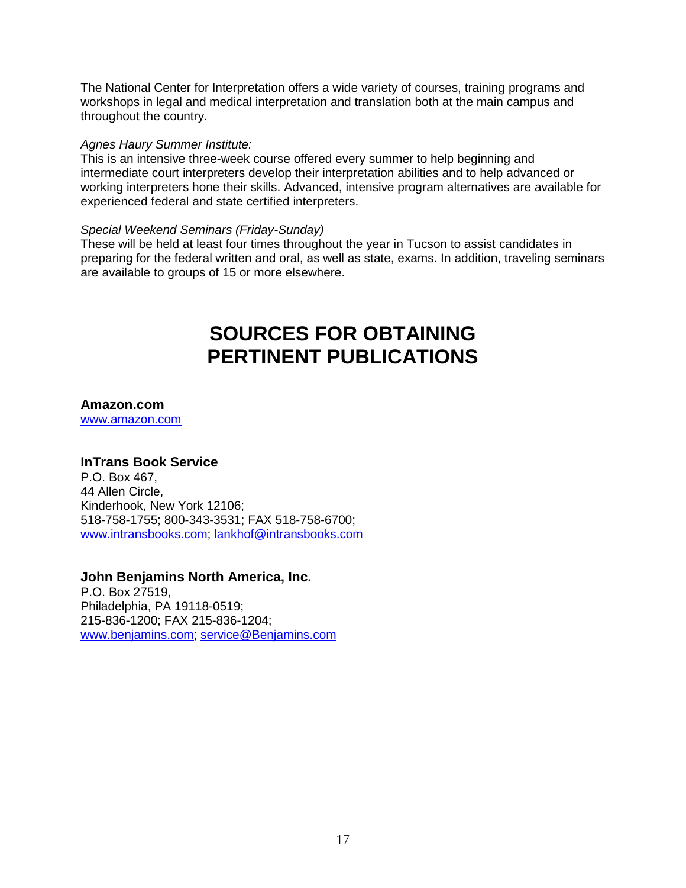The National Center for Interpretation offers a wide variety of courses, training programs and workshops in legal and medical interpretation and translation both at the main campus and throughout the country.

*Agnes Haury Summer Institute:*
This is an intensive three-week course offered every summer to help beginning and intermediate court interpreters develop their interpretation abilities and to help advanced or working interpreters hone their skills. Advanced, intensive program alternatives are available for experienced federal and state certified interpreters.

*Special Weekend Seminars (Friday-Sunday)*
These will be held at least four times throughout the year in Tucson to assist candidates in preparing for the federal written and oral, as well as state, exams. In addition, traveling seminars are available to groups of 15 or more elsewhere.

# SOURCES FOR OBTAINING PERTINENT PUBLICATIONS

**Amazon.com**
www.amazon.com

**InTrans Book Service**
P.O. Box 467,
44 Allen Circle,
Kinderhook, New York 12106;
518-758-1755; 800-343-3531; FAX 518-758-6700;
www.intransbooks.com; lankhof@intransbooks.com

**John Benjamins North America, Inc.**
P.O. Box 27519,
Philadelphia, PA 19118-0519;
215-836-1200; FAX 215-836-1204;
www.benjamins.com; service@Benjamins.com